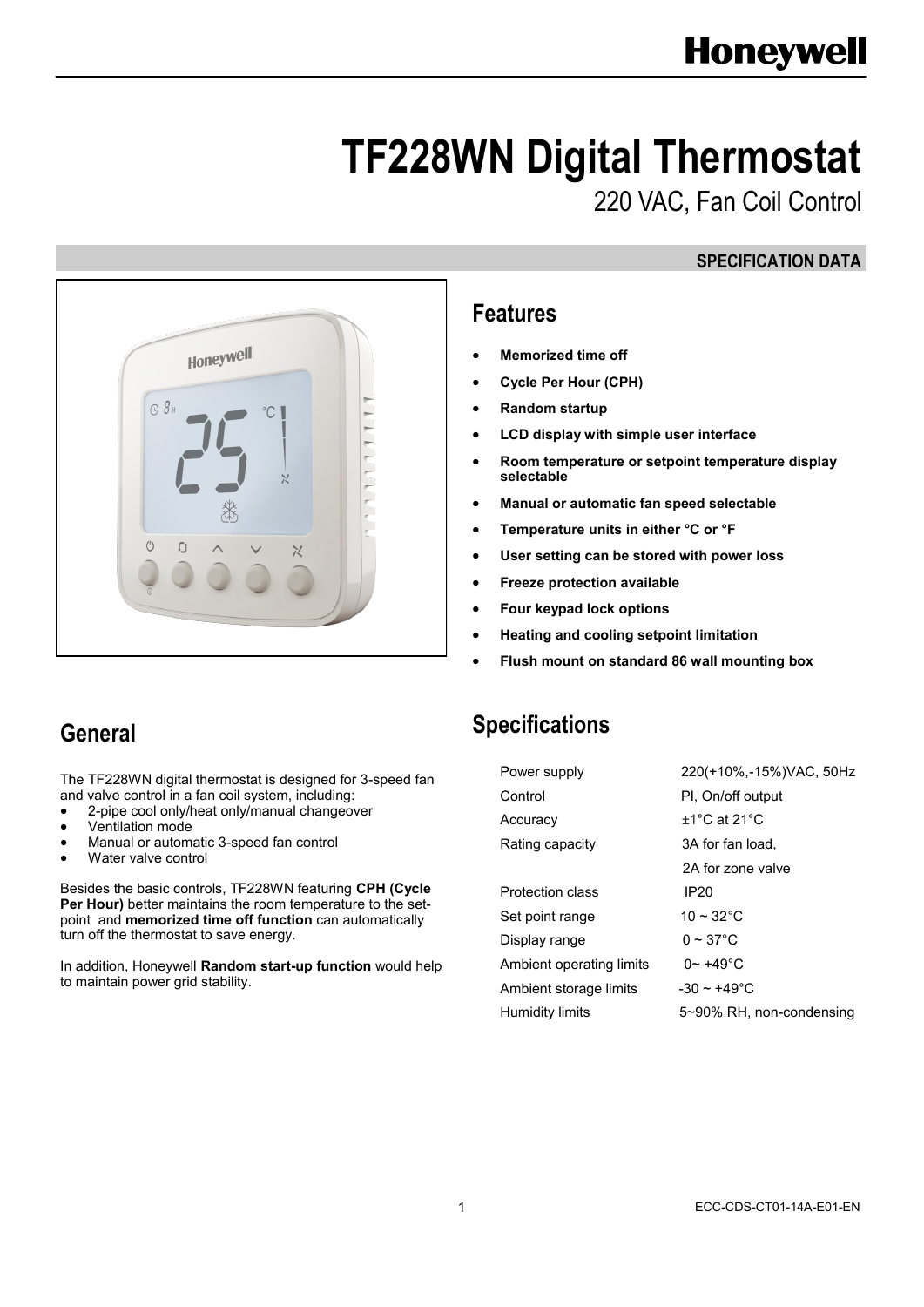# TF228WN Digital Thermostat

## 220 VAC, Fan Coil Control

**SPECIFICATION DATA**

## Features

- **Memorized time off**
- **Cycle Per Hour (CPH)**
- **Random startup**
- **LCD display with simple user interface**
- **Room temperature or setpoint temperature display selectable**
- **Manual or automatic fan speed selectable**
- **Temperature units in either °C or °F**
- **User setting can be stored with power loss**
- **Freeze protection available**
- **Four keypad lock options**
- **Heating and cooling setpoint limitation**
- **Flush mount on standard 86 wall mounting box**

## General

The TF228WN digital thermostat is designed for 3-speed fan and valve control in a fan coil system, including:

- 2-pipe cool only/heat only/manual changeover
- Ventilation mode
- Manual or automatic 3-speed fan control
- Water valve control

Besides the basic controls, TF228WN featuring **CPH (Cycle Per Hour)** better maintains the room temperature to the set-point and **memorized time off function** can automatically turn off the thermostat to save energy.

In addition, Honeywell **Random start-up function** would help to maintain power grid stability.

## Specifications

| | |
|---|---|
| Power supply | 220(+10%,-15%)VAC, 50Hz |
| Control | PI, On/off output |
| Accuracy | ±1°C at 21°C |
| Rating capacity | 3A for fan load, 2A for zone valve |
| Protection class | IP20 |
| Set point range | 10 ~ 32°C |
| Display range | 0 ~ 37°C |
| Ambient operating limits | 0~ +49°C |
| Ambient storage limits | -30 ~ +49°C |
| Humidity limits | 5~90% RH, non-condensing |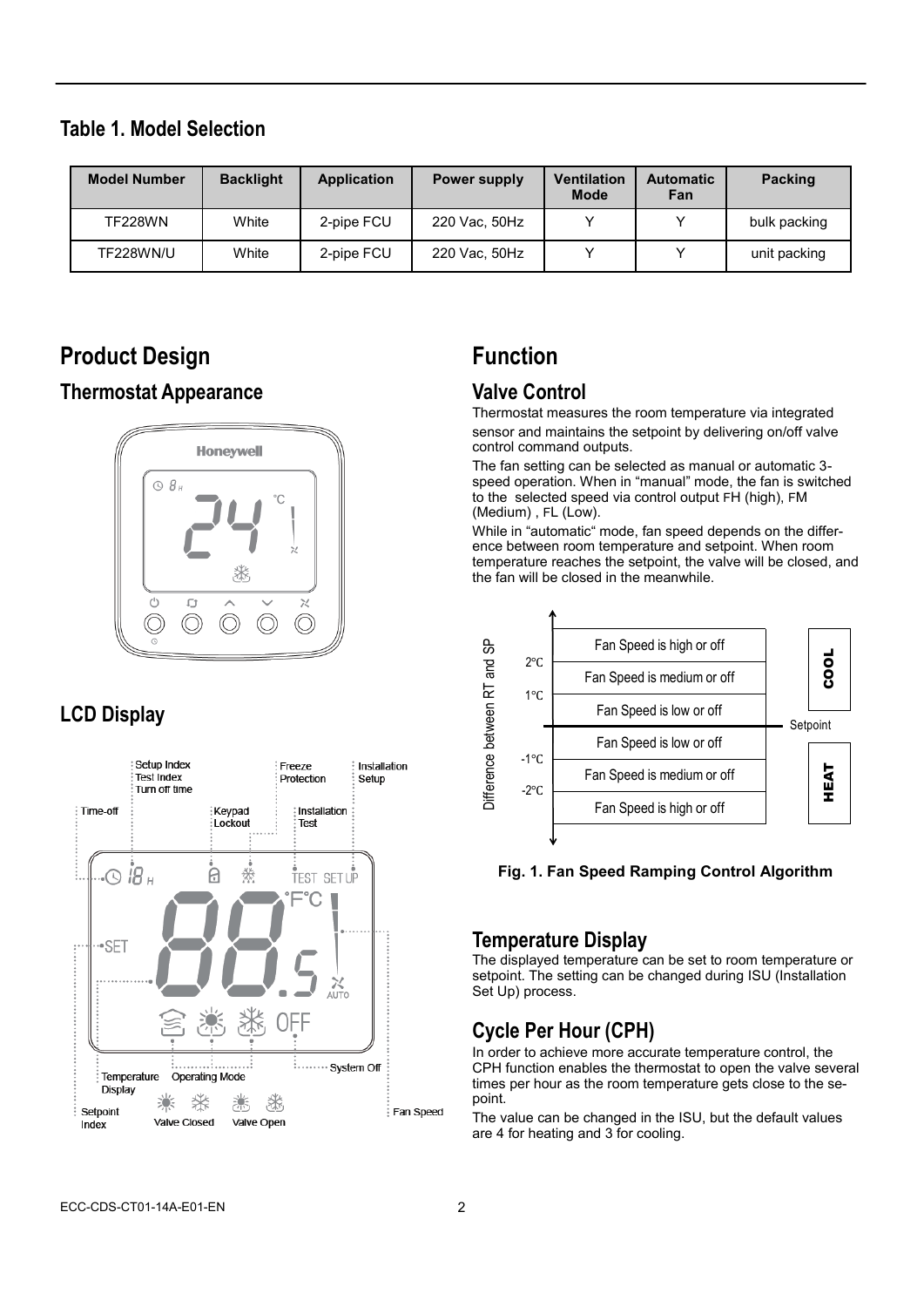## Table 1. Model Selection

| Model Number | Backlight | Application | Power supply | Ventilation Mode | Automatic Fan | Packing |
|---|---|---|---|---|---|---|
| TF228WN | White | 2-pipe FCU | 220 Vac, 50Hz | Y | Y | bulk packing |
| TF228WN/U | White | 2-pipe FCU | 220 Vac, 50Hz | Y | Y | unit packing |

# Product Design

## Thermostat Appearance

## LCD Display

# Function

## Valve Control

Thermostat measures the room temperature via integrated sensor and maintains the setpoint by delivering on/off valve control command outputs.

The fan setting can be selected as manual or automatic 3-speed operation. When in "manual" mode, the fan is switched to the selected speed via control output FH (high), FM (Medium) , FL (Low).

While in "automatic" mode, fan speed depends on the difference between room temperature and setpoint. When room temperature reaches the setpoint, the valve will be closed, and the fan will be closed in the meanwhile.

**Fig. 1. Fan Speed Ramping Control Algorithm**

## Temperature Display

The displayed temperature can be set to room temperature or setpoint. The setting can be changed during ISU (Installation Set Up) process.

## Cycle Per Hour (CPH)

In order to achieve more accurate temperature control, the CPH function enables the thermostat to open the valve several times per hour as the room temperature gets close to the setpoint.

The value can be changed in the ISU, but the default values are 4 for heating and 3 for cooling.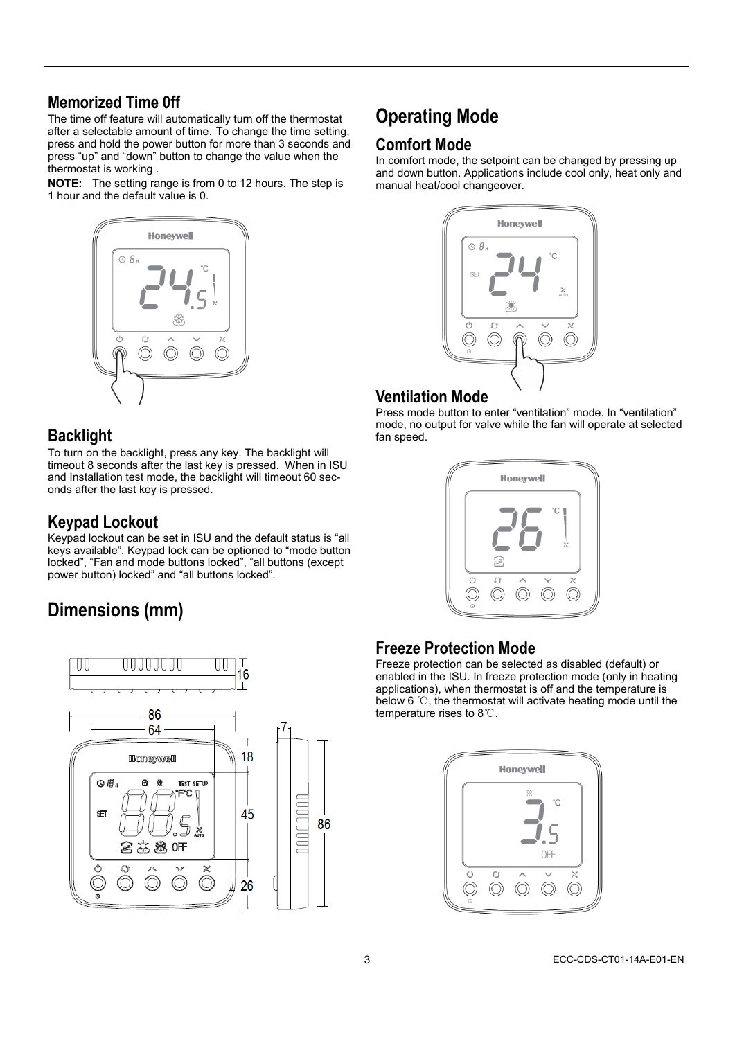## Memorized Time 0ff

The time off feature will automatically turn off the thermostat after a selectable amount of time. To change the time setting, press and hold the power button for more than 3 seconds and press “up” and “down” button to change the value when the thermostat is working .

**NOTE:** The setting range is from 0 to 12 hours. The step is 1 hour and the default value is 0.

## Backlight

To turn on the backlight, press any key. The backlight will timeout 8 seconds after the last key is pressed. When in ISU and Installation test mode, the backlight will timeout 60 seconds after the last key is pressed.

## Keypad Lockout

Keypad lockout can be set in ISU and the default status is “all keys available”. Keypad lock can be optioned to “mode button locked”, “Fan and mode buttons locked”, “all buttons (except power button) locked” and “all buttons locked”.

# Dimensions (mm)

# Operating Mode

## Comfort Mode

In comfort mode, the setpoint can be changed by pressing up and down button. Applications include cool only, heat only and manual heat/cool changeover.

## Ventilation Mode

Press mode button to enter “ventilation” mode. In “ventilation” mode, no output for valve while the fan will operate at selected fan speed.

## Freeze Protection Mode

Freeze protection can be selected as disabled (default) or enabled in the ISU. In freeze protection mode (only in heating applications), when thermostat is off and the temperature is below 6 ℃, the thermostat will activate heating mode until the temperature rises to 8℃.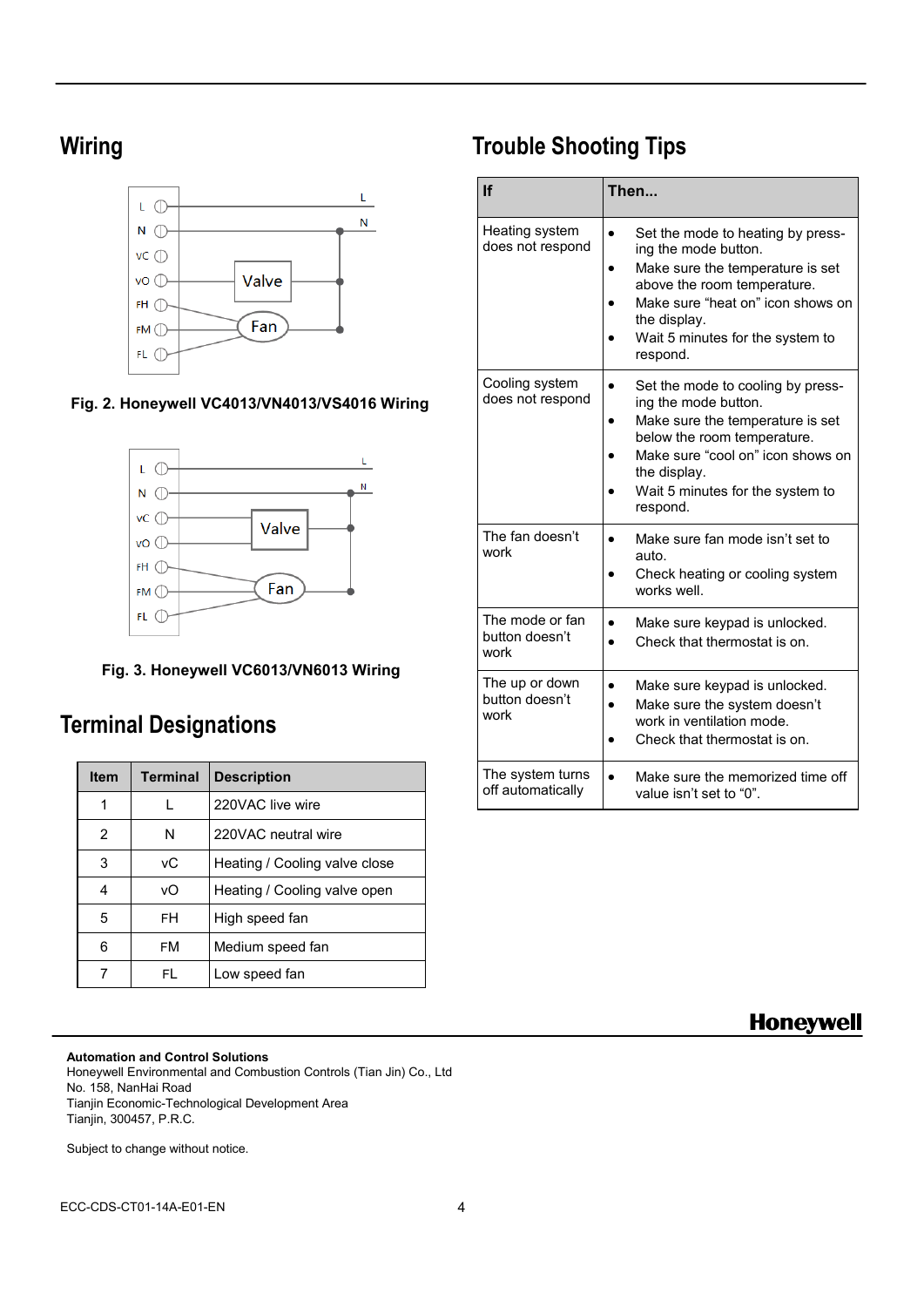## Wiring

L
N
VC
VO
FH
FM
FL
Valve
Fan

Fig. 2. Honeywell VC4013/VN4013/VS4016 Wiring

L
N
vC
vO
FH
FM
FL
Valve
Fan

Fig. 3. Honeywell VC6013/VN6013 Wiring

## Terminal Designations

| Item | Terminal | Description |
|---|---|---|
| 1 | L | 220VAC live wire |
| 2 | N | 220VAC neutral wire |
| 3 | vC | Heating / Cooling valve close |
| 4 | vO | Heating / Cooling valve open |
| 5 | FH | High speed fan |
| 6 | FM | Medium speed fan |
| 7 | FL | Low speed fan |

## Trouble Shooting Tips

| If | Then... |
|---|---|
| Heating system does not respond | • Set the mode to heating by pressing the mode button.<br>• Make sure the temperature is set above the room temperature.<br>• Make sure "heat on" icon shows on the display.<br>• Wait 5 minutes for the system to respond. |
| Cooling system does not respond | • Set the mode to cooling by pressing the mode button.<br>• Make sure the temperature is set below the room temperature.<br>• Make sure "cool on" icon shows on the display.<br>• Wait 5 minutes for the system to respond. |
| The fan doesn't work | • Make sure fan mode isn't set to auto.<br>• Check heating or cooling system works well. |
| The mode or fan button doesn't work | • Make sure keypad is unlocked.<br>• Check that thermostat is on. |
| The up or down button doesn't work | • Make sure keypad is unlocked.<br>• Make sure the system doesn't work in ventilation mode.<br>• Check that thermostat is on. |
| The system turns off automatically | • Make sure the memorized time off value isn't set to "0". |

**Honeywell**

**Automation and Control Solutions**
Honeywell Environmental and Combustion Controls (Tian Jin) Co., Ltd
No. 158, NanHai Road
Tianjin Economic-Technological Development Area
Tianjin, 300457, P.R.C.

Subject to change without notice.

ECC-CDS-CT01-14A-E01-EN